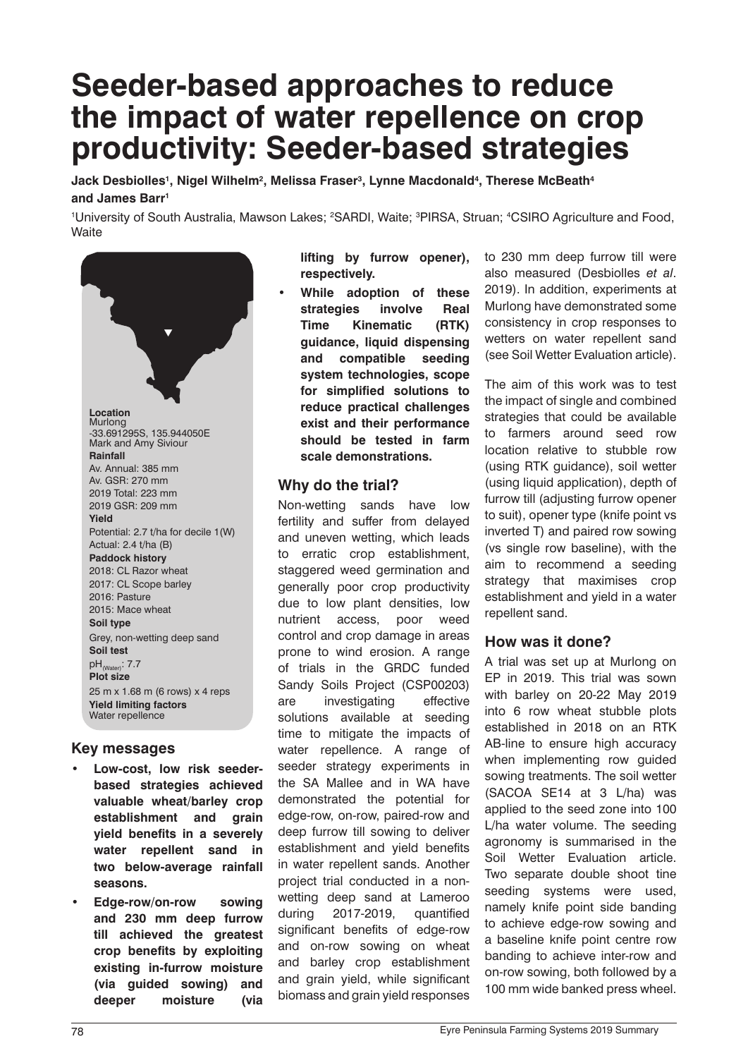# Seeder-based approaches to reduce the impact of water repellence on crop productivity: Seeder-based strategies

**Jack Desbiolles[1], Nigel Wilhelm[2], Melissa Fraser[3], Lynne Macdonald[4], Therese McBeath[4] and James Barr[1]**

[1]University of South Australia, Mawson Lakes; [2]SARDI, Waite; [3]PIRSA, Struan; [4]CSIRO Agriculture and Food, Waite

**Location**
Murlong
-33.691295S, 135.944050E
Mark and Amy Siviour

**Rainfall**
Av. Annual: 385 mm
Av. GSR: 270 mm
2019 Total: 223 mm
2019 GSR: 209 mm

**Yield**
Potential: 2.7 t/ha for decile 1(W)
Actual: 2.4 t/ha (B)

**Paddock history**
2018: CL Razor wheat
2017: CL Scope barley
2016: Pasture
2015: Mace wheat

**Soil type**
Grey, non-wetting deep sand

**Soil test**
$pH_{(Water)}$: 7.7

**Plot size**
25 m x 1.68 m (6 rows) x 4 reps

**Yield limiting factors**
Water repellence

## Key messages

- **Low-cost, low risk seeder-based strategies achieved valuable wheat/barley crop establishment and grain yield benefits in a severely water repellent sand in two below-average rainfall seasons.**
- **Edge-row/on-row sowing and 230 mm deep furrow till achieved the greatest crop benefits by exploiting existing in-furrow moisture (via guided sowing) and deeper moisture (via lifting by furrow opener), respectively.**
- **While adoption of these strategies involve Real Time Kinematic (RTK) guidance, liquid dispensing and compatible seeding system technologies, scope for simplified solutions to reduce practical challenges exist and their performance should be tested in farm scale demonstrations.**

## Why do the trial?

Non-wetting sands have low fertility and suffer from delayed and uneven wetting, which leads to erratic crop establishment, staggered weed germination and generally poor crop productivity due to low plant densities, low nutrient access, poor weed control and crop damage in areas prone to wind erosion. A range of trials in the GRDC funded Sandy Soils Project (CSP00203) are investigating effective solutions available at seeding time to mitigate the impacts of water repellence. A range of seeder strategy experiments in the SA Mallee and in WA have demonstrated the potential for edge-row, on-row, paired-row and deep furrow till sowing to deliver establishment and yield benefits in water repellent sands. Another project trial conducted in a non-wetting deep sand at Lameroo during 2017-2019, quantified significant benefits of edge-row and on-row sowing on wheat and barley crop establishment and grain yield, while significant biomass and grain yield responses to 230 mm deep furrow till were also measured (Desbiolles *et al*. 2019). In addition, experiments at Murlong have demonstrated some consistency in crop responses to wetters on water repellent sand (see Soil Wetter Evaluation article).

The aim of this work was to test the impact of single and combined strategies that could be available to farmers around seed row location relative to stubble row (using RTK guidance), soil wetter (using liquid application), depth of furrow till (adjusting furrow opener to suit), opener type (knife point vs inverted T) and paired row sowing (vs single row baseline), with the aim to recommend a seeding strategy that maximises crop establishment and yield in a water repellent sand.

## How was it done?

A trial was set up at Murlong on EP in 2019. This trial was sown with barley on 20-22 May 2019 into 6 row wheat stubble plots established in 2018 on an RTK AB-line to ensure high accuracy when implementing row guided sowing treatments. The soil wetter (SACOA SE14 at 3 L/ha) was applied to the seed zone into 100 L/ha water volume. The seeding agronomy is summarised in the Soil Wetter Evaluation article. Two separate double shoot tine seeding systems were used, namely knife point side banding to achieve edge-row sowing and a baseline knife point centre row banding to achieve inter-row and on-row sowing, both followed by a 100 mm wide banked press wheel.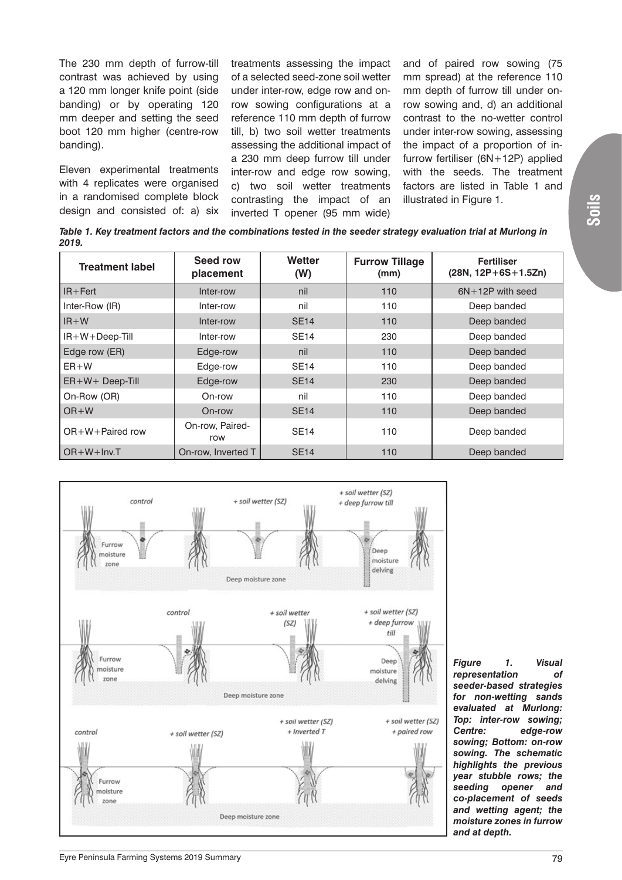The 230 mm depth of furrow-till contrast was achieved by using a 120 mm longer knife point (side banding) or by operating 120 mm deeper and setting the seed boot 120 mm higher (centre-row banding).

Eleven experimental treatments with 4 replicates were organised in a randomised complete block design and consisted of: a) six treatments assessing the impact of a selected seed-zone soil wetter under inter-row, edge row and on-row sowing configurations at a reference 110 mm depth of furrow till, b) two soil wetter treatments assessing the additional impact of a 230 mm deep furrow till under inter-row and edge row sowing, c) two soil wetter treatments contrasting the impact of an inverted T opener (95 mm wide) and of paired row sowing (75 mm spread) at the reference 110 mm depth of furrow till under on-row sowing and, d) an additional contrast to the no-wetter control under inter-row sowing, assessing the impact of a proportion of in-furrow fertiliser (6N+12P) applied with the seeds. The treatment factors are listed in Table 1 and illustrated in Figure 1.

***Table 1. Key treatment factors and the combinations tested in the seeder strategy evaluation trial at Murlong in 2019.***

| Treatment label | Seed row placement | Wetter (W) | Furrow Tillage (mm) | Fertiliser (28N, 12P+6S+1.5Zn) |
|---|---|---|---|---|
| IR+Fert | Inter-row | nil | 110 | 6N+12P with seed |
| Inter-Row (IR) | Inter-row | nil | 110 | Deep banded |
| IR+W | Inter-row | SE14 | 110 | Deep banded |
| IR+W+Deep-Till | Inter-row | SE14 | 230 | Deep banded |
| Edge row (ER) | Edge-row | nil | 110 | Deep banded |
| ER+W | Edge-row | SE14 | 110 | Deep banded |
| ER+W+ Deep-Till | Edge-row | SE14 | 230 | Deep banded |
| On-Row (OR) | On-row | nil | 110 | Deep banded |
| OR+W | On-row | SE14 | 110 | Deep banded |
| OR+W+Paired row | On-row, Paired-row | SE14 | 110 | Deep banded |
| OR+W+Inv.T | On-row, Inverted T | SE14 | 110 | Deep banded |

***Figure 1. Visual representation of seeder-based strategies for non-wetting sands evaluated at Murlong: Top: inter-row sowing; Centre: edge-row sowing; Bottom: on-row sowing. The schematic highlights the previous year stubble rows; the seeding opener and co-placement of seeds and wetting agent; the moisture zones in furrow and at depth.***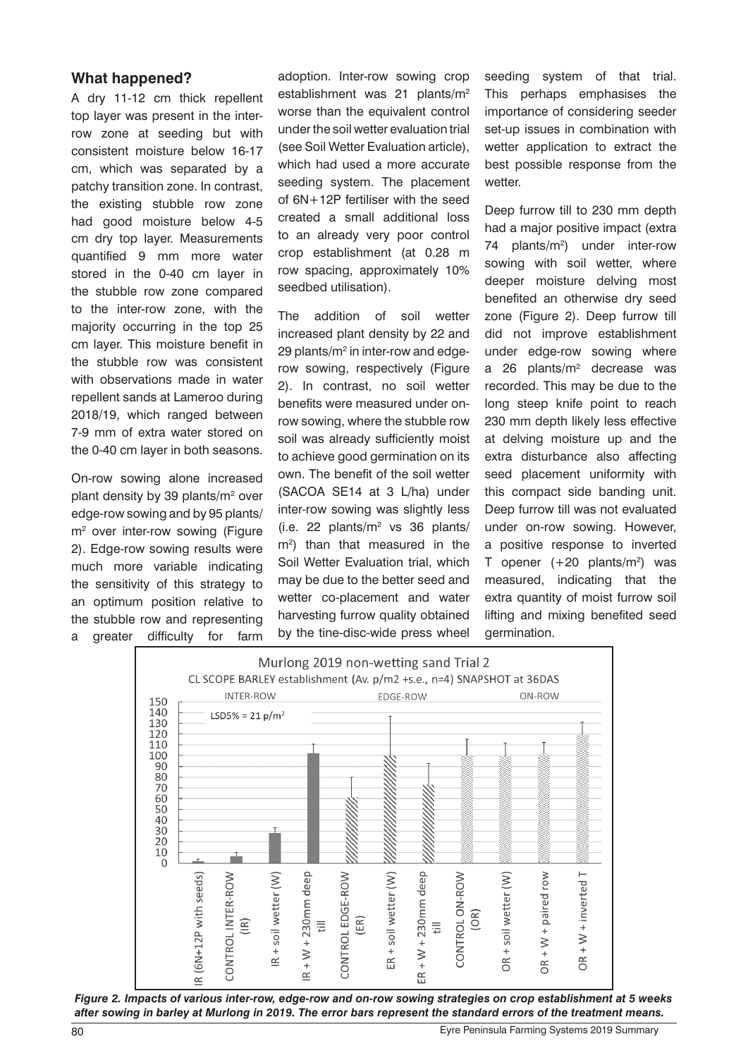## What happened?

A dry 11-12 cm thick repellent top layer was present in the inter-row zone at seeding but with consistent moisture below 16-17 cm, which was separated by a patchy transition zone. In contrast, the existing stubble row zone had good moisture below 4-5 cm dry top layer. Measurements quantified 9 mm more water stored in the 0-40 cm layer in the stubble row zone compared to the inter-row zone, with the majority occurring in the top 25 cm layer. This moisture benefit in the stubble row was consistent with observations made in water repellent sands at Lameroo during 2018/19, which ranged between 7-9 mm of extra water stored on the 0-40 cm layer in both seasons.

On-row sowing alone increased plant density by 39 plants/m$^2$ over edge-row sowing and by 95 plants/m$^2$ over inter-row sowing (Figure 2). Edge-row sowing results were much more variable indicating the sensitivity of this strategy to an optimum position relative to the stubble row and representing a greater difficulty for farm adoption. Inter-row sowing crop establishment was 21 plants/m$^2$ worse than the equivalent control under the soil wetter evaluation trial (see Soil Wetter Evaluation article), which had used a more accurate seeding system. The placement of 6N+12P fertiliser with the seed created a small additional loss to an already very poor control crop establishment (at 0.28 m row spacing, approximately 10% seedbed utilisation).

The addition of soil wetter increased plant density by 22 and 29 plants/m$^2$ in inter-row and edge-row sowing, respectively (Figure 2). In contrast, no soil wetter benefits were measured under on-row sowing, where the stubble row soil was already sufficiently moist to achieve good germination on its own. The benefit of the soil wetter (SACOA SE14 at 3 L/ha) under inter-row sowing was slightly less (i.e. 22 plants/m$^2$ vs 36 plants/m$^2$) than that measured in the Soil Wetter Evaluation trial, which may be due to the better seed and wetter co-placement and water harvesting furrow quality obtained by the tine-disc-wide press wheel seeding system of that trial. This perhaps emphasises the importance of considering seeder set-up issues in combination with wetter application to extract the best possible response from the wetter.

Deep furrow till to 230 mm depth had a major positive impact (extra 74 plants/m$^2$) under inter-row sowing with soil wetter, where deeper moisture delving most benefited an otherwise dry seed zone (Figure 2). Deep furrow till did not improve establishment under edge-row sowing where a 26 plants/m$^2$ decrease was recorded. This may be due to the long steep knife point to reach 230 mm depth likely less effective at delving moisture up and the extra disturbance also affecting seed placement uniformity with this compact side banding unit. Deep furrow till was not evaluated under on-row sowing. However, a positive response to inverted T opener (+20 plants/m$^2$) was measured, indicating that the extra quantity of moist furrow soil lifting and mixing benefited seed germination.

*Figure 2. Impacts of various inter-row, edge-row and on-row sowing strategies on crop establishment at 5 weeks after sowing in barley at Murlong in 2019. The error bars represent the standard errors of the treatment means.*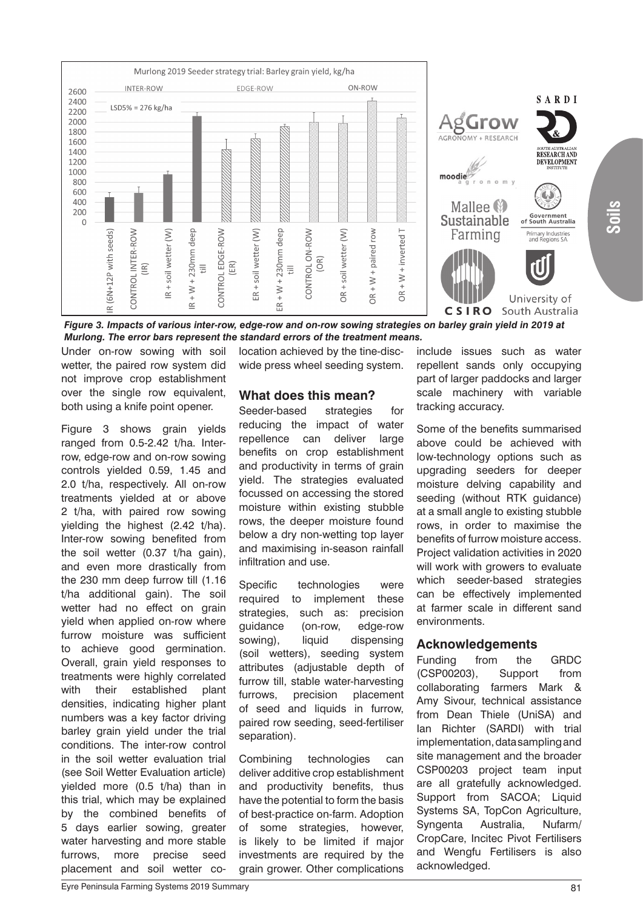Murlong 2019 Seeder strategy trial: Barley grain yield, kg/ha

INTER-ROW EDGE-ROW ON-ROW

LSD5% = 276 kg/ha

2600
2400
2200
2000
1800
1600
1400
1200
1000
800
600
400
200
0

IR (6N+12P with seeds)
CONTROL INTER-ROW (IR)
IR + soil wetter (W)
IR + W + 230mm deep till
CONTROL EDGE-ROW (ER)
ER + soil wetter (W)
ER + W + 230mm deep till
CONTROL ON-ROW (OR)
OR + soil wetter (W)
OR + W + paired row
OR + W + inverted T

*Figure 3. Impacts of various inter-row, edge-row and on-row sowing strategies on barley grain yield in 2019 at Murlong. The error bars represent the standard errors of the treatment means.*

Under on-row sowing with soil wetter, the paired row system did not improve crop establishment over the single row equivalent, both using a knife point opener.

Figure 3 shows grain yields ranged from 0.5-2.42 t/ha. Inter-row, edge-row and on-row sowing controls yielded 0.59, 1.45 and 2.0 t/ha, respectively. All on-row treatments yielded at or above 2 t/ha, with paired row sowing yielding the highest (2.42 t/ha). Inter-row sowing benefited from the soil wetter (0.37 t/ha gain), and even more drastically from the 230 mm deep furrow till (1.16 t/ha additional gain). The soil wetter had no effect on grain yield when applied on-row where furrow moisture was sufficient to achieve good germination. Overall, grain yield responses to treatments were highly correlated with their established plant densities, indicating higher plant numbers was a key factor driving barley grain yield under the trial conditions. The inter-row control in the soil wetter evaluation trial (see Soil Wetter Evaluation article) yielded more (0.5 t/ha) than in this trial, which may be explained by the combined benefits of 5 days earlier sowing, greater water harvesting and more stable furrows, more precise seed placement and soil wetter co-location achieved by the tine-disc-wide press wheel seeding system.

## What does this mean?

Seeder-based strategies for reducing the impact of water repellence can deliver large benefits on crop establishment and productivity in terms of grain yield. The strategies evaluated focussed on accessing the stored moisture within existing stubble rows, the deeper moisture found below a dry non-wetting top layer and maximising in-season rainfall infiltration and use.

Specific technologies were required to implement these strategies, such as: precision guidance (on-row, edge-row sowing), liquid dispensing (soil wetters), seeding system attributes (adjustable depth of furrow till, stable water-harvesting furrows, precision placement of seed and liquids in furrow, paired row seeding, seed-fertiliser separation).

Combining technologies can deliver additive crop establishment and productivity benefits, thus have the potential to form the basis of best-practice on-farm. Adoption of some strategies, however, is likely to be limited if major investments are required by the grain grower. Other complications include issues such as water repellent sands only occupying part of larger paddocks and larger scale machinery with variable tracking accuracy.

Some of the benefits summarised above could be achieved with low-technology options such as upgrading seeders for deeper moisture delving capability and seeding (without RTK guidance) at a small angle to existing stubble rows, in order to maximise the benefits of furrow moisture access. Project validation activities in 2020 will work with growers to evaluate which seeder-based strategies can be effectively implemented at farmer scale in different sand environments.

## Acknowledgements

Funding from the GRDC (CSP00203), Support from collaborating farmers Mark & Amy Sivour, technical assistance from Dean Thiele (UniSA) and Ian Richter (SARDI) with trial implementation, data sampling and site management and the broader CSP00203 project team input are all gratefully acknowledged. Support from SACOA; Liquid Systems SA, TopCon Agriculture, Syngenta Australia, Nufarm/ CropCare, Incitec Pivot Fertilisers and Wengfu Fertilisers is also acknowledged.